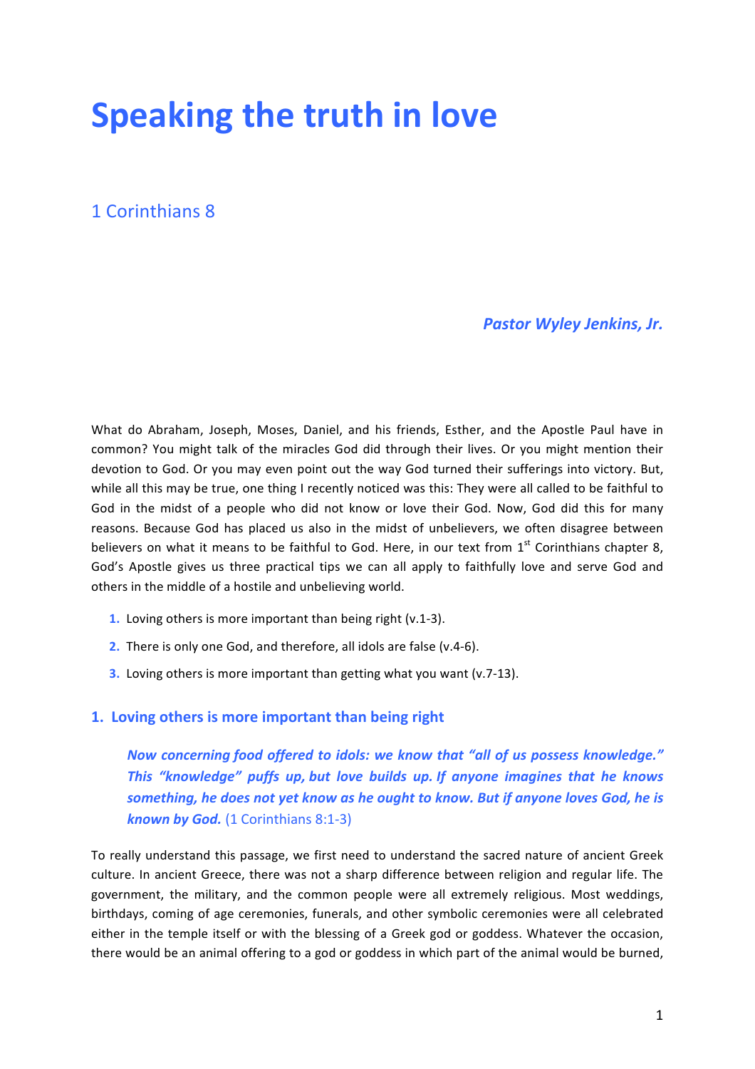# Speaking the truth in love

## 1 Corinthians 8

***Pastor Wyley Jenkins, Jr.***

What do Abraham, Joseph, Moses, Daniel, and his friends, Esther, and the Apostle Paul have in common? You might talk of the miracles God did through their lives. Or you might mention their devotion to God. Or you may even point out the way God turned their sufferings into victory. But, while all this may be true, one thing I recently noticed was this: They were all called to be faithful to God in the midst of a people who did not know or love their God. Now, God did this for many reasons. Because God has placed us also in the midst of unbelievers, we often disagree between believers on what it means to be faithful to God. Here, in our text from 1st Corinthians chapter 8, God's Apostle gives us three practical tips we can all apply to faithfully love and serve God and others in the middle of a hostile and unbelieving world.

1. Loving others is more important than being right (v.1-3).
2. There is only one God, and therefore, all idols are false (v.4-6).
3. Loving others is more important than getting what you want (v.7-13).

### 1. Loving others is more important than being right

> ***Now concerning food offered to idols: we know that "all of us possess knowledge." This "knowledge" puffs up, but love builds up. If anyone imagines that he knows something, he does not yet know as he ought to know. But if anyone loves God, he is known by God.*** (1 Corinthians 8:1-3)

To really understand this passage, we first need to understand the sacred nature of ancient Greek culture. In ancient Greece, there was not a sharp difference between religion and regular life. The government, the military, and the common people were all extremely religious. Most weddings, birthdays, coming of age ceremonies, funerals, and other symbolic ceremonies were all celebrated either in the temple itself or with the blessing of a Greek god or goddess. Whatever the occasion, there would be an animal offering to a god or goddess in which part of the animal would be burned,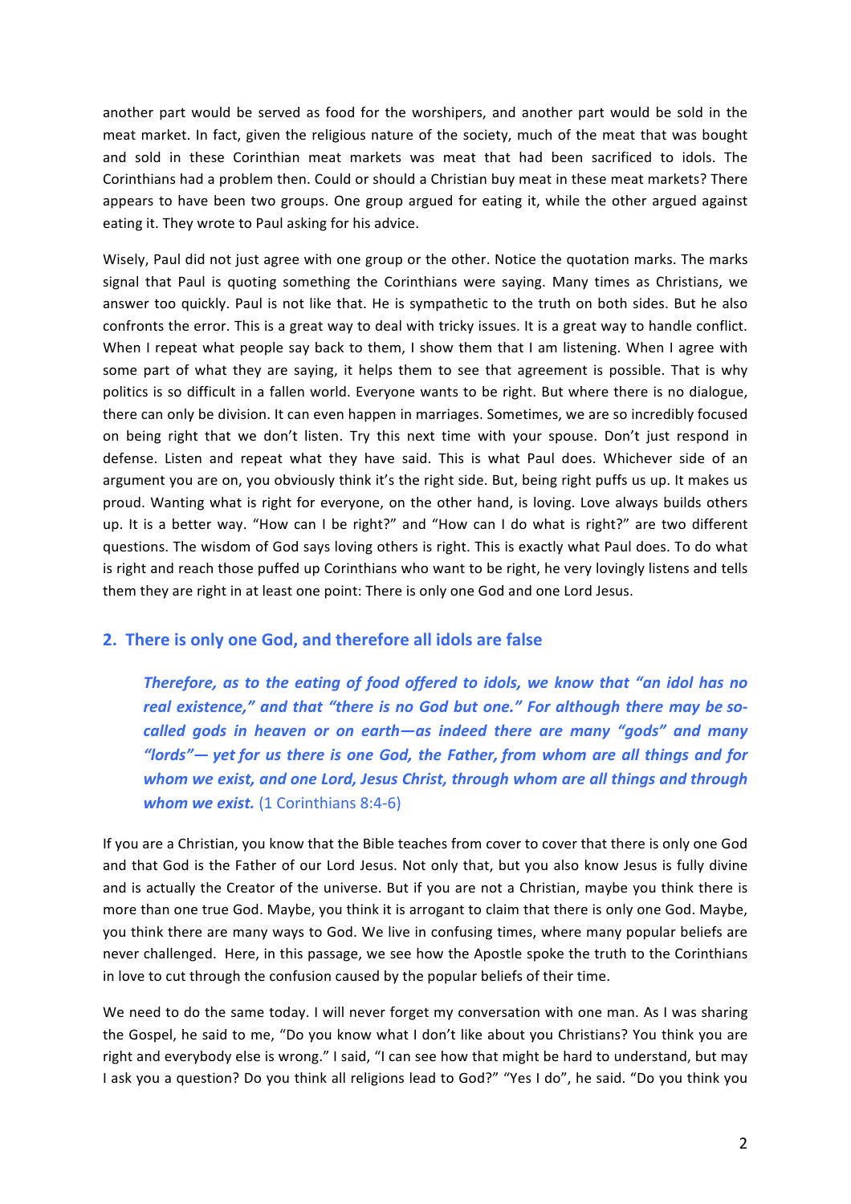another part would be served as food for the worshipers, and another part would be sold in the meat market. In fact, given the religious nature of the society, much of the meat that was bought and sold in these Corinthian meat markets was meat that had been sacrificed to idols. The Corinthians had a problem then. Could or should a Christian buy meat in these meat markets? There appears to have been two groups. One group argued for eating it, while the other argued against eating it. They wrote to Paul asking for his advice.

Wisely, Paul did not just agree with one group or the other. Notice the quotation marks. The marks signal that Paul is quoting something the Corinthians were saying. Many times as Christians, we answer too quickly. Paul is not like that. He is sympathetic to the truth on both sides. But he also confronts the error. This is a great way to deal with tricky issues. It is a great way to handle conflict. When I repeat what people say back to them, I show them that I am listening. When I agree with some part of what they are saying, it helps them to see that agreement is possible. That is why politics is so difficult in a fallen world. Everyone wants to be right. But where there is no dialogue, there can only be division. It can even happen in marriages. Sometimes, we are so incredibly focused on being right that we don't listen. Try this next time with your spouse. Don't just respond in defense. Listen and repeat what they have said. This is what Paul does. Whichever side of an argument you are on, you obviously think it's the right side. But, being right puffs us up. It makes us proud. Wanting what is right for everyone, on the other hand, is loving. Love always builds others up. It is a better way. "How can I be right?" and "How can I do what is right?" are two different questions. The wisdom of God says loving others is right. This is exactly what Paul does. To do what is right and reach those puffed up Corinthians who want to be right, he very lovingly listens and tells them they are right in at least one point: There is only one God and one Lord Jesus.

## 2. There is only one God, and therefore all idols are false

> ***Therefore, as to the eating of food offered to idols, we know that "an idol has no real existence," and that "there is no God but one." For although there may be so-called gods in heaven or on earth—as indeed there are many "gods" and many "lords"— yet for us there is one God, the Father, from whom are all things and for whom we exist, and one Lord, Jesus Christ, through whom are all things and through whom we exist.*** (1 Corinthians 8:4-6)

If you are a Christian, you know that the Bible teaches from cover to cover that there is only one God and that God is the Father of our Lord Jesus. Not only that, but you also know Jesus is fully divine and is actually the Creator of the universe. But if you are not a Christian, maybe you think there is more than one true God. Maybe, you think it is arrogant to claim that there is only one God. Maybe, you think there are many ways to God. We live in confusing times, where many popular beliefs are never challenged. Here, in this passage, we see how the Apostle spoke the truth to the Corinthians in love to cut through the confusion caused by the popular beliefs of their time.

We need to do the same today. I will never forget my conversation with one man. As I was sharing the Gospel, he said to me, "Do you know what I don't like about you Christians? You think you are right and everybody else is wrong." I said, "I can see how that might be hard to understand, but may I ask you a question? Do you think all religions lead to God?" "Yes I do", he said. "Do you think you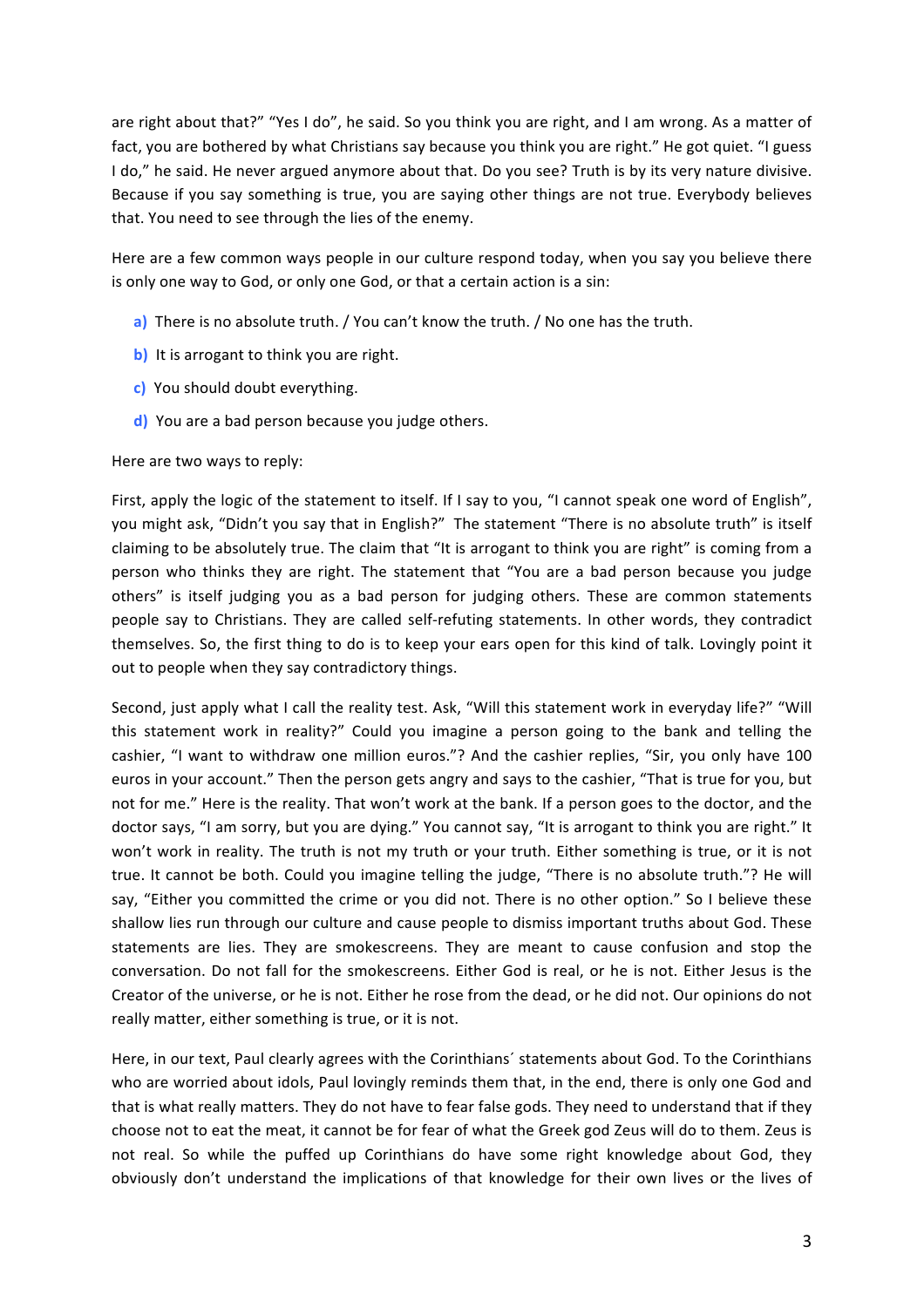are right about that?" "Yes I do", he said. So you think you are right, and I am wrong. As a matter of fact, you are bothered by what Christians say because you think you are right." He got quiet. "I guess I do," he said. He never argued anymore about that. Do you see? Truth is by its very nature divisive. Because if you say something is true, you are saying other things are not true. Everybody believes that. You need to see through the lies of the enemy.

Here are a few common ways people in our culture respond today, when you say you believe there is only one way to God, or only one God, or that a certain action is a sin:

a) There is no absolute truth. / You can't know the truth. / No one has the truth.

b) It is arrogant to think you are right.

c) You should doubt everything.

d) You are a bad person because you judge others.

Here are two ways to reply:

First, apply the logic of the statement to itself. If I say to you, "I cannot speak one word of English", you might ask, "Didn't you say that in English?" The statement "There is no absolute truth" is itself claiming to be absolutely true. The claim that "It is arrogant to think you are right" is coming from a person who thinks they are right. The statement that "You are a bad person because you judge others" is itself judging you as a bad person for judging others. These are common statements people say to Christians. They are called self-refuting statements. In other words, they contradict themselves. So, the first thing to do is to keep your ears open for this kind of talk. Lovingly point it out to people when they say contradictory things.

Second, just apply what I call the reality test. Ask, "Will this statement work in everyday life?" "Will this statement work in reality?" Could you imagine a person going to the bank and telling the cashier, "I want to withdraw one million euros."? And the cashier replies, "Sir, you only have 100 euros in your account." Then the person gets angry and says to the cashier, "That is true for you, but not for me." Here is the reality. That won't work at the bank. If a person goes to the doctor, and the doctor says, "I am sorry, but you are dying." You cannot say, "It is arrogant to think you are right." It won't work in reality. The truth is not my truth or your truth. Either something is true, or it is not true. It cannot be both. Could you imagine telling the judge, "There is no absolute truth."? He will say, "Either you committed the crime or you did not. There is no other option." So I believe these shallow lies run through our culture and cause people to dismiss important truths about God. These statements are lies. They are smokescreens. They are meant to cause confusion and stop the conversation. Do not fall for the smokescreens. Either God is real, or he is not. Either Jesus is the Creator of the universe, or he is not. Either he rose from the dead, or he did not. Our opinions do not really matter, either something is true, or it is not.

Here, in our text, Paul clearly agrees with the Corinthians´ statements about God. To the Corinthians who are worried about idols, Paul lovingly reminds them that, in the end, there is only one God and that is what really matters. They do not have to fear false gods. They need to understand that if they choose not to eat the meat, it cannot be for fear of what the Greek god Zeus will do to them. Zeus is not real. So while the puffed up Corinthians do have some right knowledge about God, they obviously don't understand the implications of that knowledge for their own lives or the lives of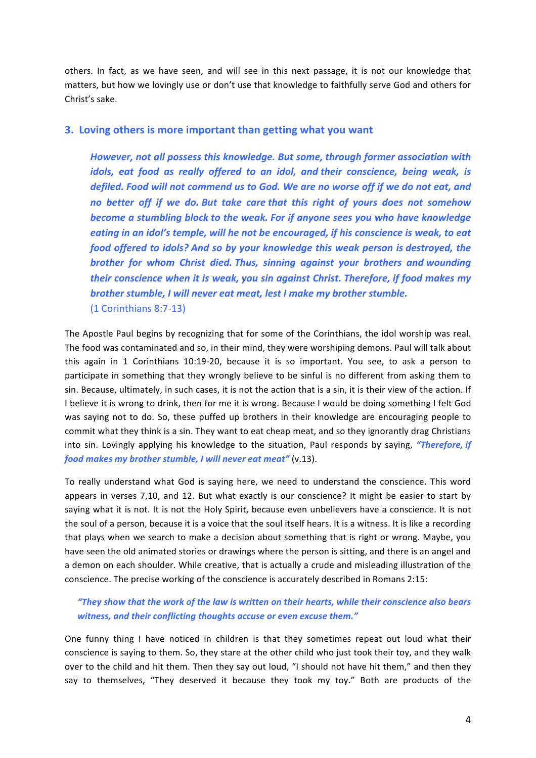others. In fact, as we have seen, and will see in this next passage, it is not our knowledge that matters, but how we lovingly use or don't use that knowledge to faithfully serve God and others for Christ's sake.

### 3. Loving others is more important than getting what you want

> ***However, not all possess this knowledge. But some, through former association with idols, eat food as really offered to an idol, and their conscience, being weak, is defiled. Food will not commend us to God. We are no worse off if we do not eat, and no better off if we do. But take care that this right of yours does not somehow become a stumbling block to the weak. For if anyone sees you who have knowledge eating in an idol's temple, will he not be encouraged, if his conscience is weak, to eat food offered to idols? And so by your knowledge this weak person is destroyed, the brother for whom Christ died. Thus, sinning against your brothers and wounding their conscience when it is weak, you sin against Christ. Therefore, if food makes my brother stumble, I will never eat meat, lest I make my brother stumble.***
> (1 Corinthians 8:7-13)

The Apostle Paul begins by recognizing that for some of the Corinthians, the idol worship was real. The food was contaminated and so, in their mind, they were worshiping demons. Paul will talk about this again in 1 Corinthians 10:19-20, because it is so important. You see, to ask a person to participate in something that they wrongly believe to be sinful is no different from asking them to sin. Because, ultimately, in such cases, it is not the action that is a sin, it is their view of the action. If I believe it is wrong to drink, then for me it is wrong. Because I would be doing something I felt God was saying not to do. So, these puffed up brothers in their knowledge are encouraging people to commit what they think is a sin. They want to eat cheap meat, and so they ignorantly drag Christians into sin. Lovingly applying his knowledge to the situation, Paul responds by saying, ***"Therefore, if food makes my brother stumble, I will never eat meat"*** (v.13).

To really understand what God is saying here, we need to understand the conscience. This word appears in verses 7,10, and 12. But what exactly is our conscience? It might be easier to start by saying what it is not. It is not the Holy Spirit, because even unbelievers have a conscience. It is not the soul of a person, because it is a voice that the soul itself hears. It is a witness. It is like a recording that plays when we search to make a decision about something that is right or wrong. Maybe, you have seen the old animated stories or drawings where the person is sitting, and there is an angel and a demon on each shoulder. While creative, that is actually a crude and misleading illustration of the conscience. The precise working of the conscience is accurately described in Romans 2:15:

> ***"They show that the work of the law is written on their hearts, while their conscience also bears witness, and their conflicting thoughts accuse or even excuse them."***

One funny thing I have noticed in children is that they sometimes repeat out loud what their conscience is saying to them. So, they stare at the other child who just took their toy, and they walk over to the child and hit them. Then they say out loud, "I should not have hit them," and then they say to themselves, "They deserved it because they took my toy." Both are products of the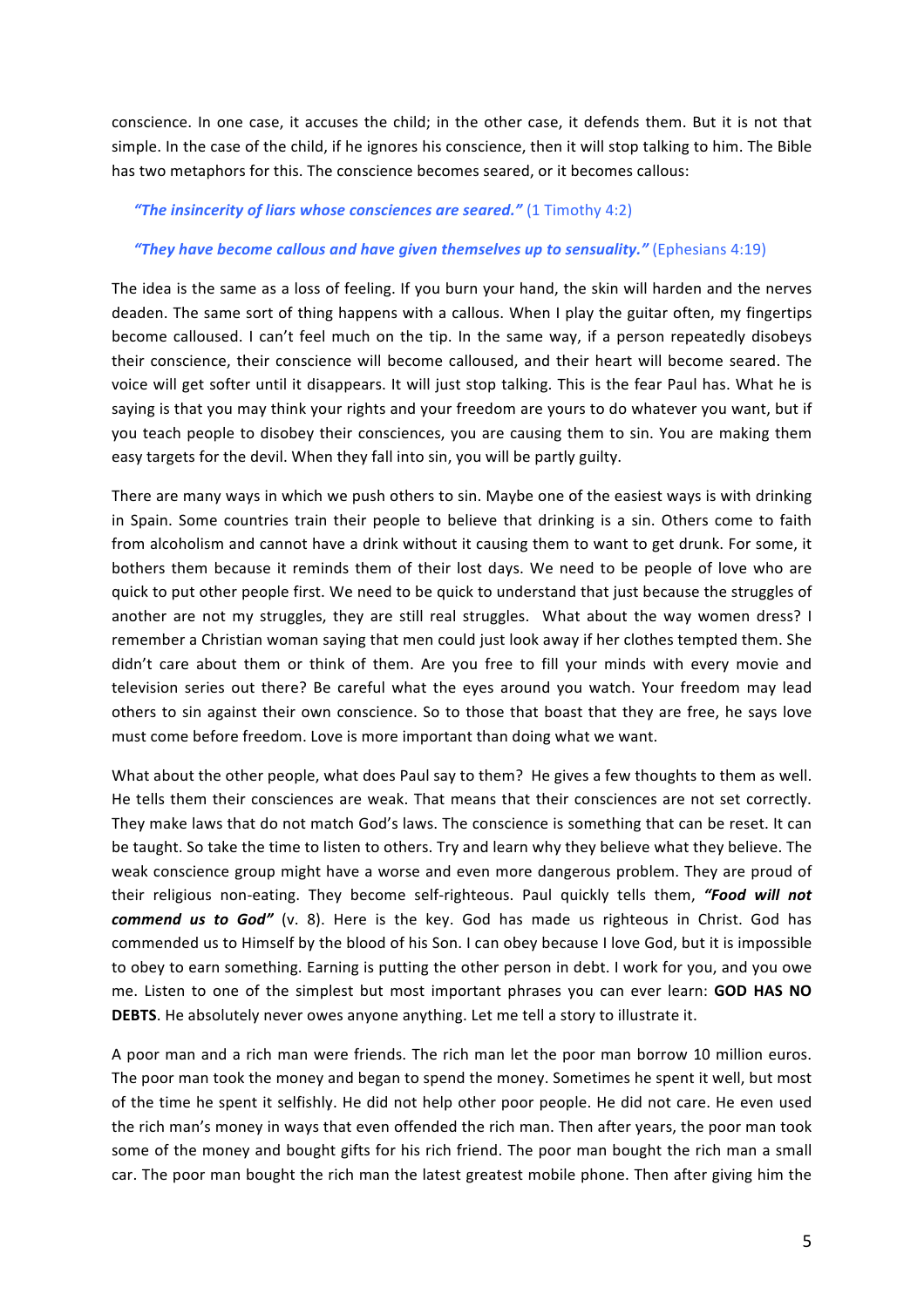conscience. In one case, it accuses the child; in the other case, it defends them. But it is not that simple. In the case of the child, if he ignores his conscience, then it will stop talking to him. The Bible has two metaphors for this. The conscience becomes seared, or it becomes callous:

> ***"The insincerity of liars whose consciences are seared."*** (1 Timothy 4:2)
>
> ***"They have become callous and have given themselves up to sensuality."*** (Ephesians 4:19)

The idea is the same as a loss of feeling. If you burn your hand, the skin will harden and the nerves deaden. The same sort of thing happens with a callous. When I play the guitar often, my fingertips become calloused. I can't feel much on the tip. In the same way, if a person repeatedly disobeys their conscience, their conscience will become calloused, and their heart will become seared. The voice will get softer until it disappears. It will just stop talking. This is the fear Paul has. What he is saying is that you may think your rights and your freedom are yours to do whatever you want, but if you teach people to disobey their consciences, you are causing them to sin. You are making them easy targets for the devil. When they fall into sin, you will be partly guilty.

There are many ways in which we push others to sin. Maybe one of the easiest ways is with drinking in Spain. Some countries train their people to believe that drinking is a sin. Others come to faith from alcoholism and cannot have a drink without it causing them to want to get drunk. For some, it bothers them because it reminds them of their lost days. We need to be people of love who are quick to put other people first. We need to be quick to understand that just because the struggles of another are not my struggles, they are still real struggles. What about the way women dress? I remember a Christian woman saying that men could just look away if her clothes tempted them. She didn't care about them or think of them. Are you free to fill your minds with every movie and television series out there? Be careful what the eyes around you watch. Your freedom may lead others to sin against their own conscience. So to those that boast that they are free, he says love must come before freedom. Love is more important than doing what we want.

What about the other people, what does Paul say to them? He gives a few thoughts to them as well. He tells them their consciences are weak. That means that their consciences are not set correctly. They make laws that do not match God's laws. The conscience is something that can be reset. It can be taught. So take the time to listen to others. Try and learn why they believe what they believe. The weak conscience group might have a worse and even more dangerous problem. They are proud of their religious non-eating. They become self-righteous. Paul quickly tells them, ***"Food will not commend us to God"*** (v. 8). Here is the key. God has made us righteous in Christ. God has commended us to Himself by the blood of his Son. I can obey because I love God, but it is impossible to obey to earn something. Earning is putting the other person in debt. I work for you, and you owe me. Listen to one of the simplest but most important phrases you can ever learn: **GOD HAS NO DEBTS**. He absolutely never owes anyone anything. Let me tell a story to illustrate it.

A poor man and a rich man were friends. The rich man let the poor man borrow 10 million euros. The poor man took the money and began to spend the money. Sometimes he spent it well, but most of the time he spent it selfishly. He did not help other poor people. He did not care. He even used the rich man's money in ways that even offended the rich man. Then after years, the poor man took some of the money and bought gifts for his rich friend. The poor man bought the rich man a small car. The poor man bought the rich man the latest greatest mobile phone. Then after giving him the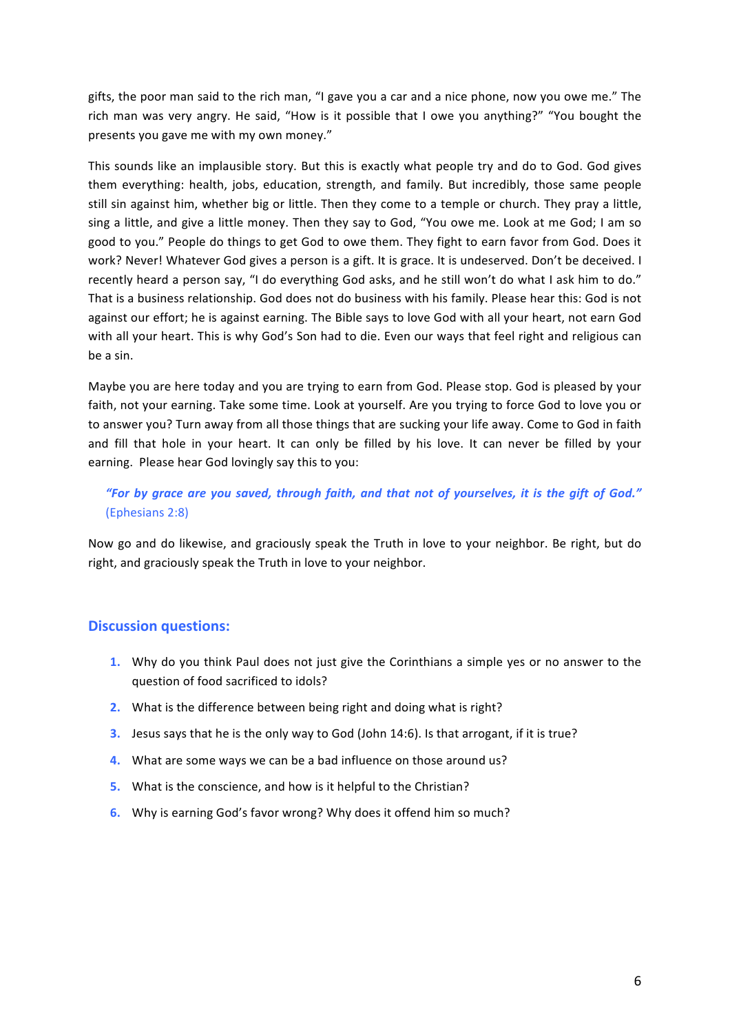gifts, the poor man said to the rich man, "I gave you a car and a nice phone, now you owe me." The rich man was very angry. He said, "How is it possible that I owe you anything?" "You bought the presents you gave me with my own money."

This sounds like an implausible story. But this is exactly what people try and do to God. God gives them everything: health, jobs, education, strength, and family. But incredibly, those same people still sin against him, whether big or little. Then they come to a temple or church. They pray a little, sing a little, and give a little money. Then they say to God, "You owe me. Look at me God; I am so good to you." People do things to get God to owe them. They fight to earn favor from God. Does it work? Never! Whatever God gives a person is a gift. It is grace. It is undeserved. Don't be deceived. I recently heard a person say, "I do everything God asks, and he still won't do what I ask him to do." That is a business relationship. God does not do business with his family. Please hear this: God is not against our effort; he is against earning. The Bible says to love God with all your heart, not earn God with all your heart. This is why God's Son had to die. Even our ways that feel right and religious can be a sin.

Maybe you are here today and you are trying to earn from God. Please stop. God is pleased by your faith, not your earning. Take some time. Look at yourself. Are you trying to force God to love you or to answer you? Turn away from all those things that are sucking your life away. Come to God in faith and fill that hole in your heart. It can only be filled by his love. It can never be filled by your earning. Please hear God lovingly say this to you:

> ***"For by grace are you saved, through faith, and that not of yourselves, it is the gift of God."*** (Ephesians 2:8)

Now go and do likewise, and graciously speak the Truth in love to your neighbor. Be right, but do right, and graciously speak the Truth in love to your neighbor.

## Discussion questions:

1. Why do you think Paul does not just give the Corinthians a simple yes or no answer to the question of food sacrificed to idols?
2. What is the difference between being right and doing what is right?
3. Jesus says that he is the only way to God (John 14:6). Is that arrogant, if it is true?
4. What are some ways we can be a bad influence on those around us?
5. What is the conscience, and how is it helpful to the Christian?
6. Why is earning God's favor wrong? Why does it offend him so much?